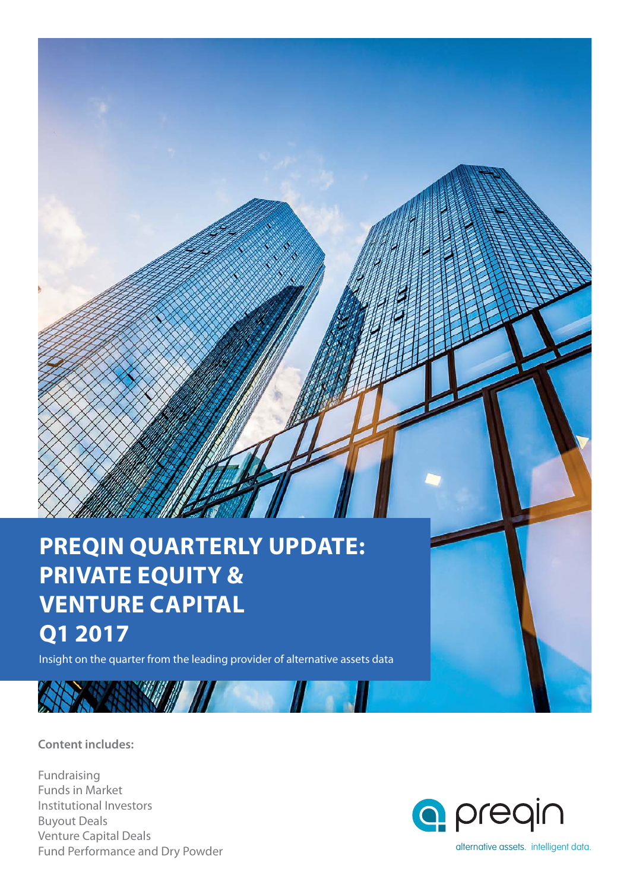# PREQIN QUARTERLY UPDATE: PRIVATE EQUITY & VENTURE CAPITAL Q1 2017

Insight on the quarter from the leading provider of alternative assets data

**Content includes:**

Fundraising
Funds in Market
Institutional Investors
Buyout Deals
Venture Capital Deals
Fund Performance and Dry Powder

preqin

alternative assets. intelligent data.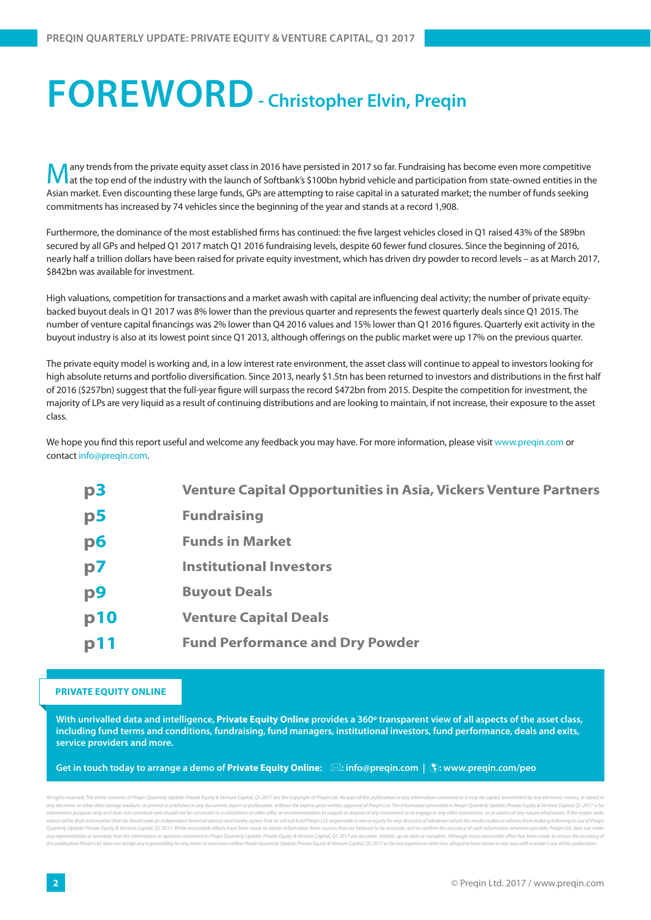# FOREWORD - Christopher Elvin, Preqin

Many trends from the private equity asset class in 2016 have persisted in 2017 so far. Fundraising has become even more competitive at the top end of the industry with the launch of Softbank's $100bn hybrid vehicle and participation from state-owned entities in the Asian market. Even discounting these large funds, GPs are attempting to raise capital in a saturated market; the number of funds seeking commitments has increased by 74 vehicles since the beginning of the year and stands at a record 1,908.

Furthermore, the dominance of the most established firms has continued: the five largest vehicles closed in Q1 raised 43% of the $89bn secured by all GPs and helped Q1 2017 match Q1 2016 fundraising levels, despite 60 fewer fund closures. Since the beginning of 2016, nearly half a trillion dollars have been raised for private equity investment, which has driven dry powder to record levels – as at March 2017, $842bn was available for investment.

High valuations, competition for transactions and a market awash with capital are influencing deal activity; the number of private equity-backed buyout deals in Q1 2017 was 8% lower than the previous quarter and represents the fewest quarterly deals since Q1 2015. The number of venture capital financings was 2% lower than Q4 2016 values and 15% lower than Q1 2016 figures. Quarterly exit activity in the buyout industry is also at its lowest point since Q1 2013, although offerings on the public market were up 17% on the previous quarter.

The private equity model is working and, in a low interest rate environment, the asset class will continue to appeal to investors looking for high absolute returns and portfolio diversification. Since 2013, nearly $1.5tn has been returned to investors and distributions in the first half of 2016 ($257bn) suggest that the full-year figure will surpass the record $472bn from 2015. Despite the competition for investment, the majority of LPs are very liquid as a result of continuing distributions and are looking to maintain, if not increase, their exposure to the asset class.

We hope you find this report useful and welcome any feedback you may have. For more information, please visit www.preqin.com or contact info@preqin.com.

| | |
|---|---|
| p3 | Venture Capital Opportunities in Asia, Vickers Venture Partners |
| p5 | Fundraising |
| p6 | Funds in Market |
| p7 | Institutional Investors |
| p9 | Buyout Deals |
| p10 | Venture Capital Deals |
| p11 | Fund Performance and Dry Powder |

**PRIVATE EQUITY ONLINE**

**With unrivalled data and intelligence, Private Equity Online provides a 360º transparent view of all aspects of the asset class, including fund terms and conditions, fundraising, fund managers, institutional investors, fund performance, deals and exits, service providers and more.**

**Get in touch today to arrange a demo of Private Equity Online: info@preqin.com | www.preqin.com/peo**

*All rights reserved. The entire contents of Preqin Quarterly Update: Private Equity & Venture Capital, Q1 2017 are the Copyright of Preqin Ltd. No part of this publication or any information contained in it may be copied, transmitted by any electronic means, or stored in any electronic or other data storage medium, or printed or published in any document, report or publication, without the express prior written approval of Preqin Ltd. The information presented in Preqin Quarterly Update: Private Equity & Venture Capital, Q1 2017 is for information purposes only and does not constitute and should not be construed as a solicitation or other offer, or recommendation to acquire or dispose of any investment or to engage in any other transaction, or as advice of any nature whatsoever. If the reader seeks advice rather than information then he should seek an independent financial advisor and hereby agrees that he will not hold Preqin Ltd. responsible in law or equity for any decisions of whatever nature the reader makes or refrains from making following its use of Preqin Quarterly Update: Private Equity & Venture Capital, Q1 2017. While reasonable efforts have been made to obtain information from sources that are believed to be accurate, and to confirm the accuracy of such information wherever possible, Preqin Ltd. does not make any representation or warranty that the information or opinions contained in Preqin Quarterly Update: Private Equity & Venture Capital, Q1 2017 are accurate, reliable, up-to-date or complete. Although every reasonable effort has been made to ensure the accuracy of this publication Preqin Ltd. does not accept any responsibility for any errors or omissions within Preqin Quarterly Update: Private Equity & Venture Capital, Q1 2017 or for any expense or other loss alleged to have arisen in any way with a reader's use of this publication.*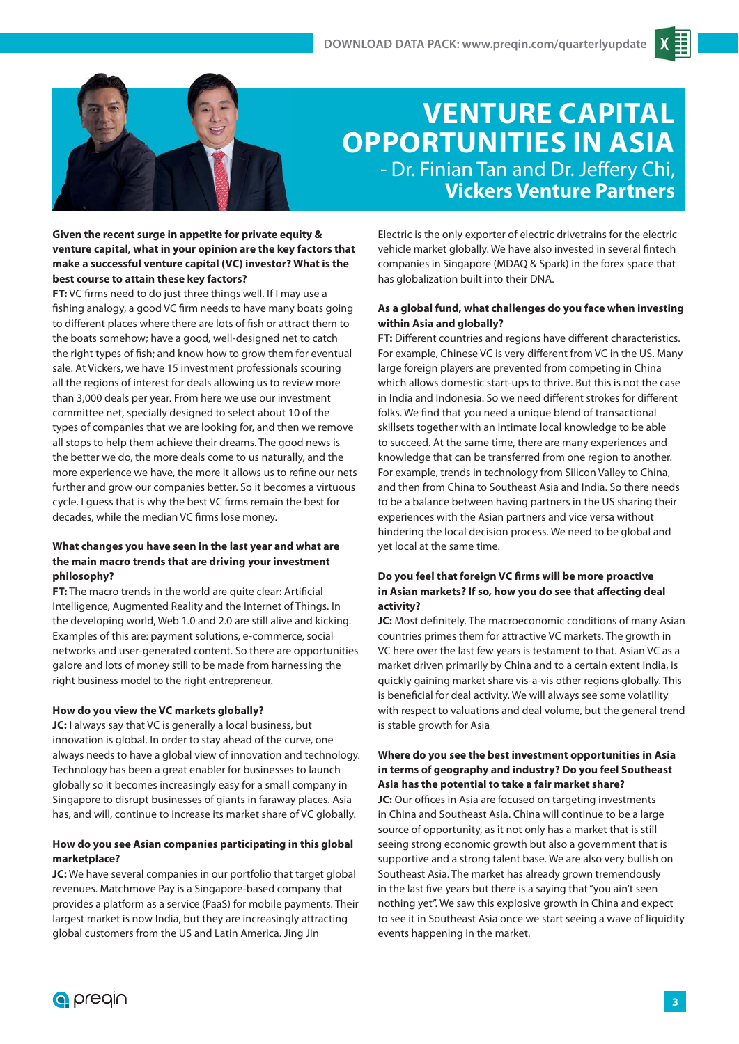# VENTURE CAPITAL OPPORTUNITIES IN ASIA

## - Dr. Finian Tan and Dr. Jeffery Chi, Vickers Venture Partners

**Given the recent surge in appetite for private equity & venture capital, what in your opinion are the key factors that make a successful venture capital (VC) investor? What is the best course to attain these key factors?**

**FT:** VC firms need to do just three things well. If I may use a fishing analogy, a good VC firm needs to have many boats going to different places where there are lots of fish or attract them to the boats somehow; have a good, well-designed net to catch the right types of fish; and know how to grow them for eventual sale. At Vickers, we have 15 investment professionals scouring all the regions of interest for deals allowing us to review more than 3,000 deals per year. From here we use our investment committee net, specially designed to select about 10 of the types of companies that we are looking for, and then we remove all stops to help them achieve their dreams. The good news is the better we do, the more deals come to us naturally, and the more experience we have, the more it allows us to refine our nets further and grow our companies better. So it becomes a virtuous cycle. I guess that is why the best VC firms remain the best for decades, while the median VC firms lose money.

**What changes you have seen in the last year and what are the main macro trends that are driving your investment philosophy?**

**FT:** The macro trends in the world are quite clear: Artificial Intelligence, Augmented Reality and the Internet of Things. In the developing world, Web 1.0 and 2.0 are still alive and kicking. Examples of this are: payment solutions, e-commerce, social networks and user-generated content. So there are opportunities galore and lots of money still to be made from harnessing the right business model to the right entrepreneur.

**How do you view the VC markets globally?**

**JC:** I always say that VC is generally a local business, but innovation is global. In order to stay ahead of the curve, one always needs to have a global view of innovation and technology. Technology has been a great enabler for businesses to launch globally so it becomes increasingly easy for a small company in Singapore to disrupt businesses of giants in faraway places. Asia has, and will, continue to increase its market share of VC globally.

**How do you see Asian companies participating in this global marketplace?**

**JC:** We have several companies in our portfolio that target global revenues. Matchmove Pay is a Singapore-based company that provides a platform as a service (PaaS) for mobile payments. Their largest market is now India, but they are increasingly attracting global customers from the US and Latin America. Jing Jin Electric is the only exporter of electric drivetrains for the electric vehicle market globally. We have also invested in several fintech companies in Singapore (MDAQ & Spark) in the forex space that has globalization built into their DNA.

**As a global fund, what challenges do you face when investing within Asia and globally?**

**FT:** Different countries and regions have different characteristics. For example, Chinese VC is very different from VC in the US. Many large foreign players are prevented from competing in China which allows domestic start-ups to thrive. But this is not the case in India and Indonesia. So we need different strokes for different folks. We find that you need a unique blend of transactional skillsets together with an intimate local knowledge to be able to succeed. At the same time, there are many experiences and knowledge that can be transferred from one region to another. For example, trends in technology from Silicon Valley to China, and then from China to Southeast Asia and India. So there needs to be a balance between having partners in the US sharing their experiences with the Asian partners and vice versa without hindering the local decision process. We need to be global and yet local at the same time.

**Do you feel that foreign VC firms will be more proactive in Asian markets? If so, how you do see that affecting deal activity?**

**JC:** Most definitely. The macroeconomic conditions of many Asian countries primes them for attractive VC markets. The growth in VC here over the last few years is testament to that. Asian VC as a market driven primarily by China and to a certain extent India, is quickly gaining market share vis-a-vis other regions globally. This is beneficial for deal activity. We will always see some volatility with respect to valuations and deal volume, but the general trend is stable growth for Asia

**Where do you see the best investment opportunities in Asia in terms of geography and industry? Do you feel Southeast Asia has the potential to take a fair market share?**

**JC:** Our offices in Asia are focused on targeting investments in China and Southeast Asia. China will continue to be a large source of opportunity, as it not only has a market that is still seeing strong economic growth but also a government that is supportive and a strong talent base. We are also very bullish on Southeast Asia. The market has already grown tremendously in the last five years but there is a saying that "you ain't seen nothing yet". We saw this explosive growth in China and expect to see it in Southeast Asia once we start seeing a wave of liquidity events happening in the market.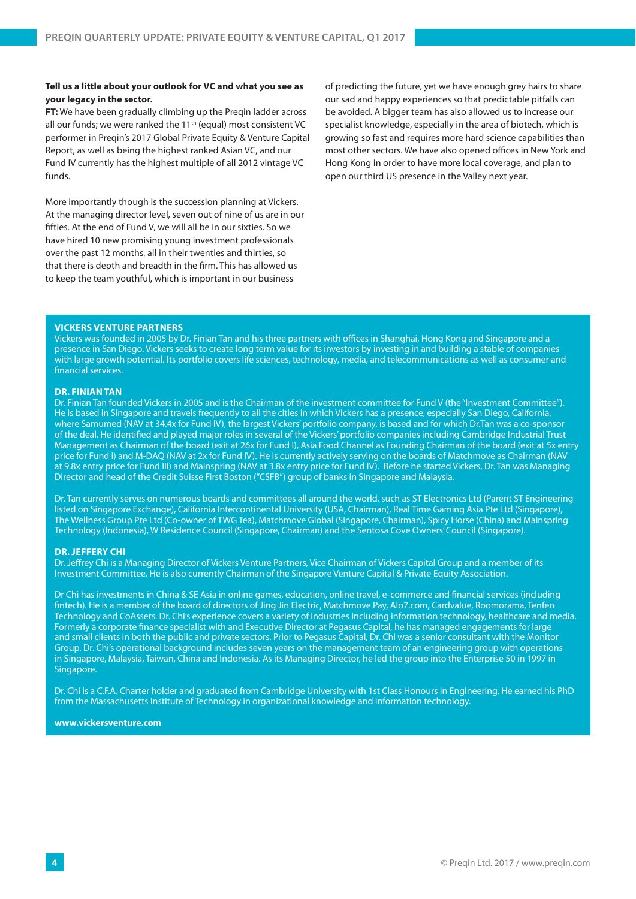**Tell us a little about your outlook for VC and what you see as your legacy in the sector.**

**FT:** We have been gradually climbing up the Preqin ladder across all our funds; we were ranked the 11th (equal) most consistent VC performer in Preqin's 2017 Global Private Equity & Venture Capital Report, as well as being the highest ranked Asian VC, and our Fund IV currently has the highest multiple of all 2012 vintage VC funds.

More importantly though is the succession planning at Vickers. At the managing director level, seven out of nine of us are in our fifties. At the end of Fund V, we will all be in our sixties. So we have hired 10 new promising young investment professionals over the past 12 months, all in their twenties and thirties, so that there is depth and breadth in the firm. This has allowed us to keep the team youthful, which is important in our business of predicting the future, yet we have enough grey hairs to share our sad and happy experiences so that predictable pitfalls can be avoided. A bigger team has also allowed us to increase our specialist knowledge, especially in the area of biotech, which is growing so fast and requires more hard science capabilities than most other sectors. We have also opened offices in New York and Hong Kong in order to have more local coverage, and plan to open our third US presence in the Valley next year.

**VICKERS VENTURE PARTNERS**

Vickers was founded in 2005 by Dr. Finian Tan and his three partners with offices in Shanghai, Hong Kong and Singapore and a presence in San Diego. Vickers seeks to create long term value for its investors by investing in and building a stable of companies with large growth potential. Its portfolio covers life sciences, technology, media, and telecommunications as well as consumer and financial services.

**DR. FINIAN TAN**

Dr. Finian Tan founded Vickers in 2005 and is the Chairman of the investment committee for Fund V (the "Investment Committee"). He is based in Singapore and travels frequently to all the cities in which Vickers has a presence, especially San Diego, California, where Samumed (NAV at 34.4x for Fund IV), the largest Vickers' portfolio company, is based and for which Dr.Tan was a co-sponsor of the deal. He identified and played major roles in several of the Vickers' portfolio companies including Cambridge Industrial Trust Management as Chairman of the board (exit at 26x for Fund I), Asia Food Channel as Founding Chairman of the board (exit at 5x entry price for Fund I) and M-DAQ (NAV at 2x for Fund IV). He is currently actively serving on the boards of Matchmove as Chairman (NAV at 9.8x entry price for Fund III) and Mainspring (NAV at 3.8x entry price for Fund IV). Before he started Vickers, Dr. Tan was Managing Director and head of the Credit Suisse First Boston ("CSFB") group of banks in Singapore and Malaysia.

Dr. Tan currently serves on numerous boards and committees all around the world, such as ST Electronics Ltd (Parent ST Engineering listed on Singapore Exchange), California Intercontinental University (USA, Chairman), Real Time Gaming Asia Pte Ltd (Singapore), The Wellness Group Pte Ltd (Co-owner of TWG Tea), Matchmove Global (Singapore, Chairman), Spicy Horse (China) and Mainspring Technology (Indonesia), W Residence Council (Singapore, Chairman) and the Sentosa Cove Owners' Council (Singapore).

**DR. JEFFERY CHI**

Dr. Jeffrey Chi is a Managing Director of Vickers Venture Partners, Vice Chairman of Vickers Capital Group and a member of its Investment Committee. He is also currently Chairman of the Singapore Venture Capital & Private Equity Association.

Dr Chi has investments in China & SE Asia in online games, education, online travel, e-commerce and financial services (including fintech). He is a member of the board of directors of Jing Jin Electric, Matchmove Pay, Alo7.com, Cardvalue, Roomorama, Tenfen Technology and CoAssets. Dr. Chi's experience covers a variety of industries including information technology, healthcare and media. Formerly a corporate finance specialist with and Executive Director at Pegasus Capital, he has managed engagements for large and small clients in both the public and private sectors. Prior to Pegasus Capital, Dr. Chi was a senior consultant with the Monitor Group. Dr. Chi's operational background includes seven years on the management team of an engineering group with operations in Singapore, Malaysia, Taiwan, China and Indonesia. As its Managing Director, he led the group into the Enterprise 50 in 1997 in Singapore.

Dr. Chi is a C.F.A. Charter holder and graduated from Cambridge University with 1st Class Honours in Engineering. He earned his PhD from the Massachusetts Institute of Technology in organizational knowledge and information technology.

**www.vickersventure.com**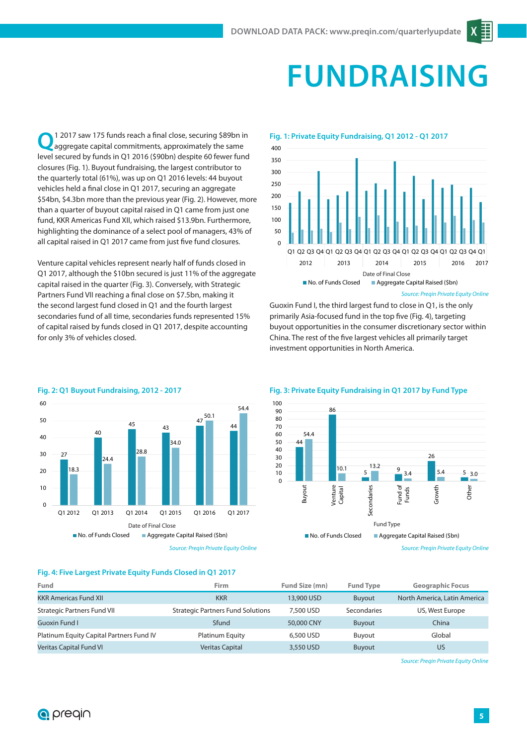# FUNDRAISING

Q1 2017 saw 175 funds reach a final close, securing $89bn in aggregate capital commitments, approximately the same level secured by funds in Q1 2016 ($90bn) despite 60 fewer fund closures (Fig. 1). Buyout fundraising, the largest contributor to the quarterly total (61%), was up on Q1 2016 levels: 44 buyout vehicles held a final close in Q1 2017, securing an aggregate $54bn, $4.3bn more than the previous year (Fig. 2). However, more than a quarter of buyout capital raised in Q1 came from just one fund, KKR Americas Fund XII, which raised $13.9bn. Furthermore, highlighting the dominance of a select pool of managers, 43% of all capital raised in Q1 2017 came from just five fund closures.

Venture capital vehicles represent nearly half of funds closed in Q1 2017, although the $10bn secured is just 11% of the aggregate capital raised in the quarter (Fig. 3). Conversely, with Strategic Partners Fund VII reaching a final close on $7.5bn, making it the second largest fund closed in Q1 and the fourth largest secondaries fund of all time, secondaries funds represented 15% of capital raised by funds closed in Q1 2017, despite accounting for only 3% of vehicles closed.

### Fig. 1: Private Equity Fundraising, Q1 2012 - Q1 2017

*Source: Preqin Private Equity Online*

Guoxin Fund I, the third largest fund to close in Q1, is the only primarily Asia-focused fund in the top five (Fig. 4), targeting buyout opportunities in the consumer discretionary sector within China. The rest of the five largest vehicles all primarily target investment opportunities in North America.

### Fig. 2: Q1 Buyout Fundraising, 2012 - 2017

| Date of Final Close | No. of Funds Closed | Aggregate Capital Raised ($bn) |
|---|---|---|
| Q1 2012 | 27 | 18.3 |
| Q1 2013 | 40 | 24.4 |
| Q1 2014 | 45 | 28.8 |
| Q1 2015 | 43 | 34.0 |
| Q1 2016 | 47 | 50.1 |
| Q1 2017 | 44 | 54.4 |

*Source: Preqin Private Equity Online*

### Fig. 3: Private Equity Fundraising in Q1 2017 by Fund Type

| Fund Type | No. of Funds Closed | Aggregate Capital Raised ($bn) |
|---|---|---|
| Buyout | 44 | 54.4 |
| Venture Capital | 86 | 10.1 |
| Secondaries | 5 | 13.2 |
| Fund of Funds | 9 | 3.4 |
| Growth | 26 | 5.4 |
| Other | 5 | 3.0 |

*Source: Preqin Private Equity Online*

### Fig. 4: Five Largest Private Equity Funds Closed in Q1 2017

| Fund | Firm | Fund Size (mn) | Fund Type | Geographic Focus |
|---|---|---|---|---|
| KKR Americas Fund XII | KKR | 13,900 USD | Buyout | North America, Latin America |
| Strategic Partners Fund VII | Strategic Partners Fund Solutions | 7,500 USD | Secondaries | US, West Europe |
| Guoxin Fund I | Sfund | 50,000 CNY | Buyout | China |
| Platinum Equity Capital Partners Fund IV | Platinum Equity | 6,500 USD | Buyout | Global |
| Veritas Capital Fund VI | Veritas Capital | 3,550 USD | Buyout | US |

*Source: Preqin Private Equity Online*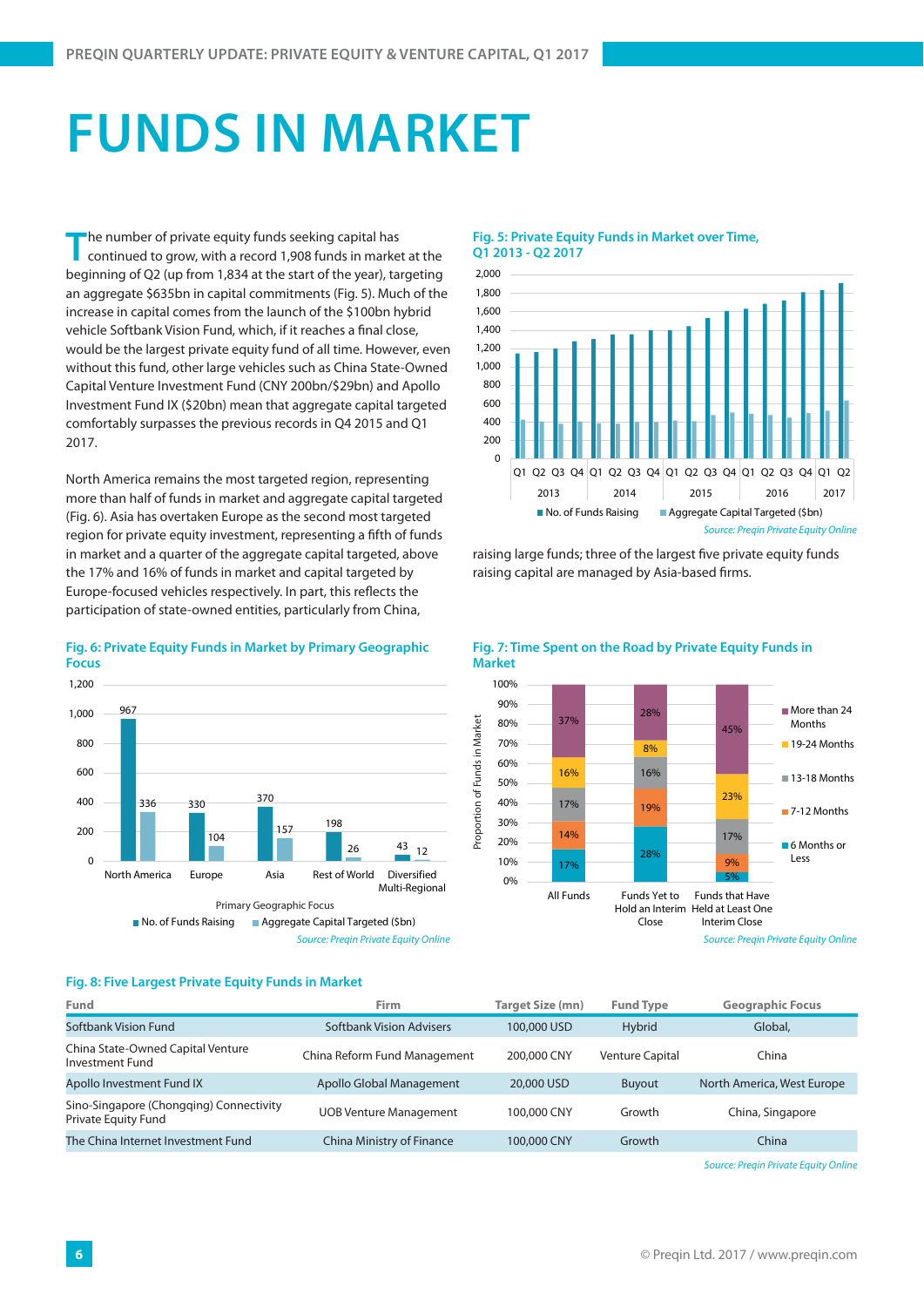# FUNDS IN MARKET

The number of private equity funds seeking capital has continued to grow, with a record 1,908 funds in market at the beginning of Q2 (up from 1,834 at the start of the year), targeting an aggregate $635bn in capital commitments (Fig. 5). Much of the increase in capital comes from the launch of the $100bn hybrid vehicle Softbank Vision Fund, which, if it reaches a final close, would be the largest private equity fund of all time. However, even without this fund, other large vehicles such as China State-Owned Capital Venture Investment Fund (CNY 200bn/$29bn) and Apollo Investment Fund IX ($20bn) mean that aggregate capital targeted comfortably surpasses the previous records in Q4 2015 and Q1 2017.

North America remains the most targeted region, representing more than half of funds in market and aggregate capital targeted (Fig. 6). Asia has overtaken Europe as the second most targeted region for private equity investment, representing a fifth of funds in market and a quarter of the aggregate capital targeted, above the 17% and 16% of funds in market and capital targeted by Europe-focused vehicles respectively. In part, this reflects the participation of state-owned entities, particularly from China, raising large funds; three of the largest five private equity funds raising capital are managed by Asia-based firms.

**Fig. 5: Private Equity Funds in Market over Time, Q1 2013 - Q2 2017**

Legend: No. of Funds Raising; Aggregate Capital Targeted ($bn)

*Source: Preqin Private Equity Online*

**Fig. 6: Private Equity Funds in Market by Primary Geographic Focus**

| Primary Geographic Focus | No. of Funds Raising | Aggregate Capital Targeted ($bn) |
|---|---|---|
| North America | 967 | 336 |
| Europe | 330 | 104 |
| Asia | 370 | 157 |
| Rest of World | 198 | 26 |
| Diversified Multi-Regional | 43 | 12 |

*Source: Preqin Private Equity Online*

**Fig. 7: Time Spent on the Road by Private Equity Funds in Market**

| Proportion of Funds in Market | All Funds | Funds Yet to Hold an Interim Close | Funds that Have Held at Least One Interim Close |
|---|---|---|---|
| More than 24 Months | 37% | 28% | 45% |
| 19-24 Months | 16% | 8% | 23% |
| 13-18 Months | 17% | 16% | 17% |
| 7-12 Months | 14% | 19% | 9% |
| 6 Months or Less | 17% | 28% | 5% |

*Source: Preqin Private Equity Online*

**Fig. 8: Five Largest Private Equity Funds in Market**

| Fund | Firm | Target Size (mn) | Fund Type | Geographic Focus |
|---|---|---|---|---|
| Softbank Vision Fund | Softbank Vision Advisers | 100,000 USD | Hybrid | Global, |
| China State-Owned Capital Venture Investment Fund | China Reform Fund Management | 200,000 CNY | Venture Capital | China |
| Apollo Investment Fund IX | Apollo Global Management | 20,000 USD | Buyout | North America, West Europe |
| Sino-Singapore (Chongqing) Connectivity Private Equity Fund | UOB Venture Management | 100,000 CNY | Growth | China, Singapore |
| The China Internet Investment Fund | China Ministry of Finance | 100,000 CNY | Growth | China |

*Source: Preqin Private Equity Online*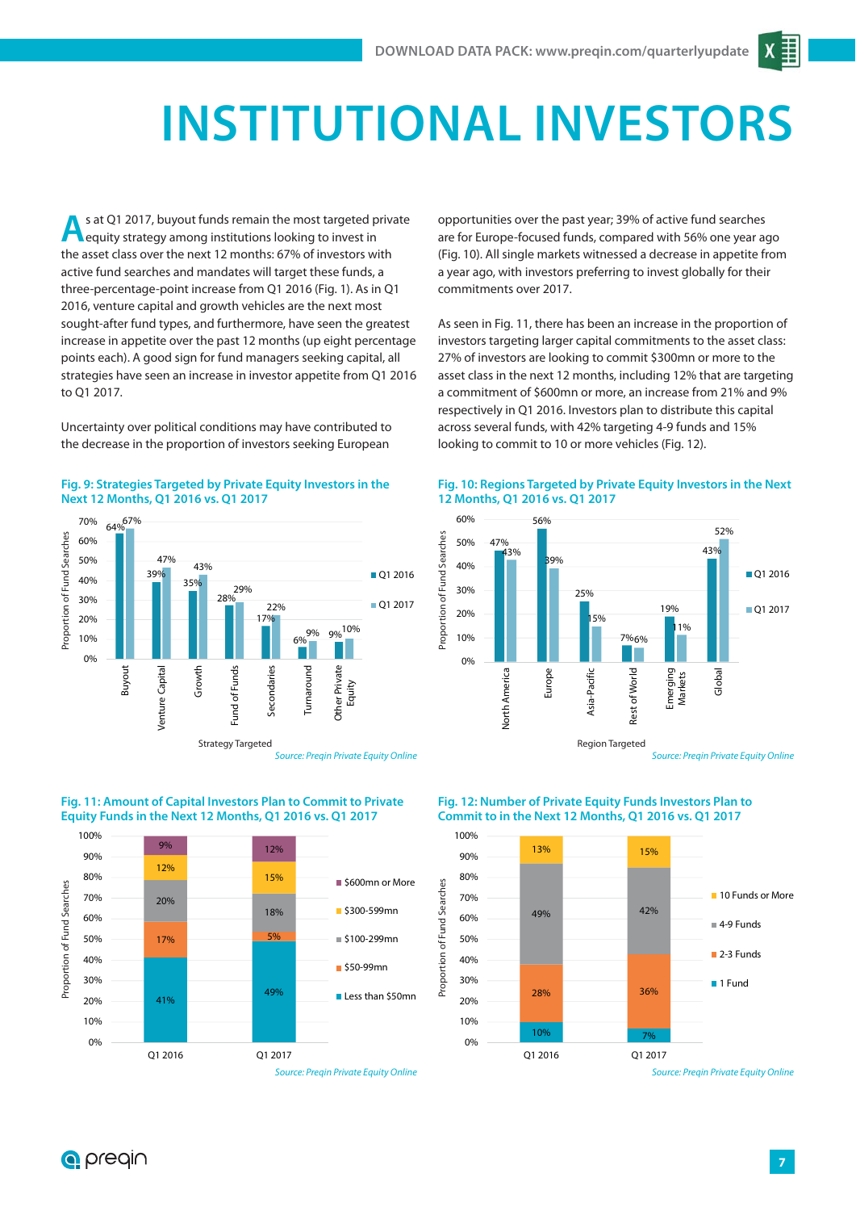# INSTITUTIONAL INVESTORS

As at Q1 2017, buyout funds remain the most targeted private equity strategy among institutions looking to invest in the asset class over the next 12 months: 67% of investors with active fund searches and mandates will target these funds, a three-percentage-point increase from Q1 2016 (Fig. 1). As in Q1 2016, venture capital and growth vehicles are the next most sought-after fund types, and furthermore, have seen the greatest increase in appetite over the past 12 months (up eight percentage points each). A good sign for fund managers seeking capital, all strategies have seen an increase in investor appetite from Q1 2016 to Q1 2017.

Uncertainty over political conditions may have contributed to the decrease in the proportion of investors seeking European opportunities over the past year; 39% of active fund searches are for Europe-focused funds, compared with 56% one year ago (Fig. 10). All single markets witnessed a decrease in appetite from a year ago, with investors preferring to invest globally for their commitments over 2017.

As seen in Fig. 11, there has been an increase in the proportion of investors targeting larger capital commitments to the asset class: 27% of investors are looking to commit $300mn or more to the asset class in the next 12 months, including 12% that are targeting a commitment of $600mn or more, an increase from 21% and 9% respectively in Q1 2016. Investors plan to distribute this capital across several funds, with 42% targeting 4-9 funds and 15% looking to commit to 10 or more vehicles (Fig. 12).

**Fig. 9: Strategies Targeted by Private Equity Investors in the Next 12 Months, Q1 2016 vs. Q1 2017**

| Strategy Targeted | Q1 2016 | Q1 2017 |
|---|---|---|
| Buyout | 64% | 67% |
| Venture Capital | 39% | 47% |
| Growth | 35% | 43% |
| Fund of Funds | 28% | 29% |
| Secondaries | 17% | 22% |
| Turnaround | 6% | 9% |
| Other Private Equity | 9% | 10% |

*Source: Preqin Private Equity Online*

**Fig. 10: Regions Targeted by Private Equity Investors in the Next 12 Months, Q1 2016 vs. Q1 2017**

| Region Targeted | Q1 2016 | Q1 2017 |
|---|---|---|
| North America | 47% | 43% |
| Europe | 56% | 39% |
| Asia-Pacific | 25% | 15% |
| Rest of World | 7% | 6% |
| Emerging Markets | 19% | 11% |
| Global | 43% | 52% |

*Source: Preqin Private Equity Online*

**Fig. 11: Amount of Capital Investors Plan to Commit to Private Equity Funds in the Next 12 Months, Q1 2016 vs. Q1 2017**

| | Q1 2016 | Q1 2017 |
|---|---|---|
| $600mn or More | 9% | 12% |
| $300-599mn | 12% | 15% |
| $100-299mn | 20% | 18% |
| $50-99mn | 17% | 5% |
| Less than $50mn | 41% | 49% |

*Source: Preqin Private Equity Online*

**Fig. 12: Number of Private Equity Funds Investors Plan to Commit to in the Next 12 Months, Q1 2016 vs. Q1 2017**

| | Q1 2016 | Q1 2017 |
|---|---|---|
| 10 Funds or More | 13% | 15% |
| 4-9 Funds | 49% | 42% |
| 2-3 Funds | 28% | 36% |
| 1 Fund | 10% | 7% |

*Source: Preqin Private Equity Online*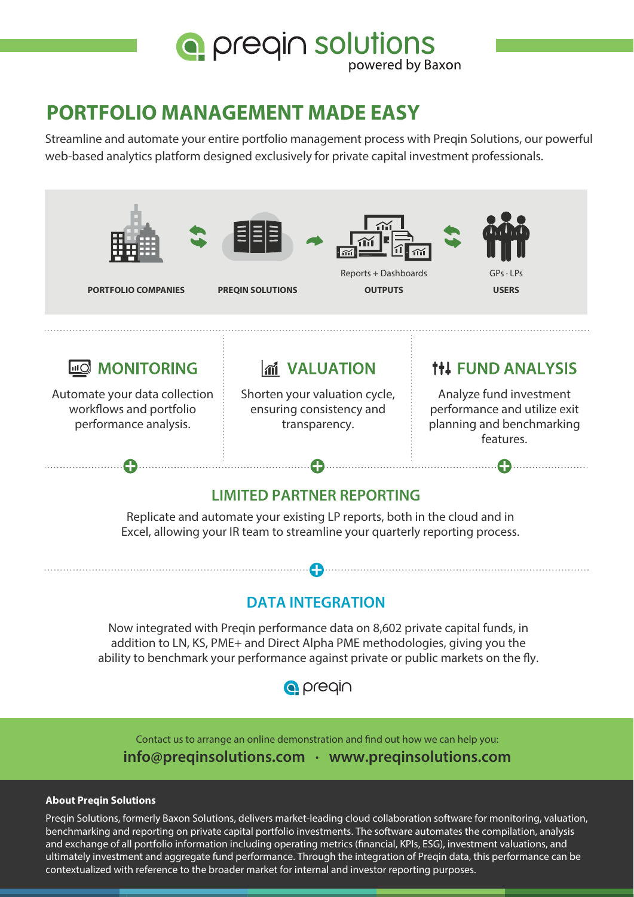preqin solutions
powered by Baxon

# PORTFOLIO MANAGEMENT MADE EASY

Streamline and automate your entire portfolio management process with Preqin Solutions, our powerful web-based analytics platform designed exclusively for private capital investment professionals.

**PORTFOLIO COMPANIES** → **PREQIN SOLUTIONS** → Reports + Dashboards **OUTPUTS** → GPs · LPs **USERS**

## MONITORING

Automate your data collection workflows and portfolio performance analysis.

## VALUATION

Shorten your valuation cycle, ensuring consistency and transparency.

## FUND ANALYSIS

Analyze fund investment performance and utilize exit planning and benchmarking features.

## LIMITED PARTNER REPORTING

Replicate and automate your existing LP reports, both in the cloud and in Excel, allowing your IR team to streamline your quarterly reporting process.

## DATA INTEGRATION

Now integrated with Preqin performance data on 8,602 private capital funds, in addition to LN, KS, PME+ and Direct Alpha PME methodologies, giving you the ability to benchmark your performance against private or public markets on the fly.

preqin

Contact us to arrange an online demonstration and find out how we can help you:

**info@preqinsolutions.com · www.preqinsolutions.com**

**About Preqin Solutions**

Preqin Solutions, formerly Baxon Solutions, delivers market-leading cloud collaboration software for monitoring, valuation, benchmarking and reporting on private capital portfolio investments. The software automates the compilation, analysis and exchange of all portfolio information including operating metrics (financial, KPIs, ESG), investment valuations, and ultimately investment and aggregate fund performance. Through the integration of Preqin data, this performance can be contextualized with reference to the broader market for internal and investor reporting purposes.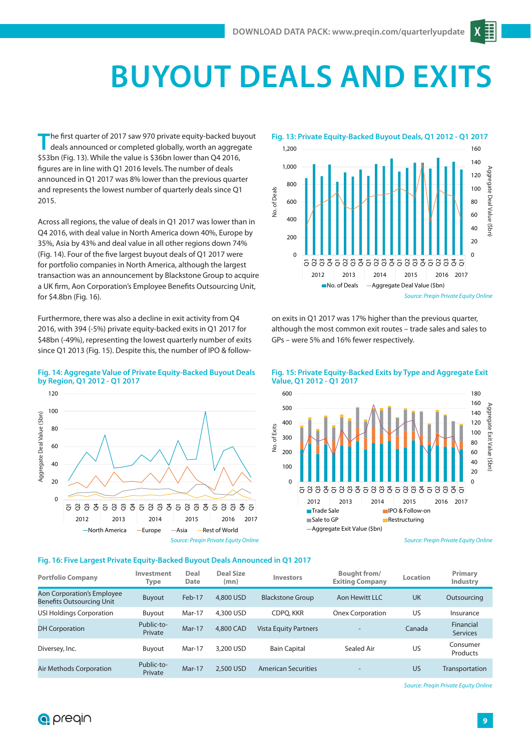# BUYOUT DEALS AND EXITS

The first quarter of 2017 saw 970 private equity-backed buyout deals announced or completed globally, worth an aggregate $53bn (Fig. 13). While the value is $36bn lower than Q4 2016, figures are in line with Q1 2016 levels. The number of deals announced in Q1 2017 was 8% lower than the previous quarter and represents the lowest number of quarterly deals since Q1 2015.

Across all regions, the value of deals in Q1 2017 was lower than in Q4 2016, with deal value in North America down 40%, Europe by 35%, Asia by 43% and deal value in all other regions down 74% (Fig. 14). Four of the five largest buyout deals of Q1 2017 were for portfolio companies in North America, although the largest transaction was an announcement by Blackstone Group to acquire a UK firm, Aon Corporation's Employee Benefits Outsourcing Unit, for $4.8bn (Fig. 16).

Furthermore, there was also a decline in exit activity from Q4 2016, with 394 (-5%) private equity-backed exits in Q1 2017 for $48bn (-49%), representing the lowest quarterly number of exits since Q1 2013 (Fig. 15). Despite this, the number of IPO & follow-on exits in Q1 2017 was 17% higher than the previous quarter, although the most common exit routes – trade sales and sales to GPs – were 5% and 16% fewer respectively.

**Fig. 13: Private Equity-Backed Buyout Deals, Q1 2012 - Q1 2017**

*Source: Preqin Private Equity Online*

**Fig. 14: Aggregate Value of Private Equity-Backed Buyout Deals by Region, Q1 2012 - Q1 2017**

*Source: Preqin Private Equity Online*

**Fig. 15: Private Equity-Backed Exits by Type and Aggregate Exit Value, Q1 2012 - Q1 2017**

*Source: Preqin Private Equity Online*

**Fig. 16: Five Largest Private Equity-Backed Buyout Deals Announced in Q1 2017**

| Portfolio Company | Investment Type | Deal Date | Deal Size (mn) | Investors | Bought from/ Exiting Company | Location | Primary Industry |
|---|---|---|---|---|---|---|---|
| Aon Corporation's Employee Benefits Outsourcing Unit | Buyout | Feb-17 | 4,800 USD | Blackstone Group | Aon Hewitt LLC | UK | Outsourcing |
| USI Holdings Corporation | Buyout | Mar-17 | 4,300 USD | CDPQ, KKR | Onex Corporation | US | Insurance |
| DH Corporation | Public-to-Private | Mar-17 | 4,800 CAD | Vista Equity Partners | - | Canada | Financial Services |
| Diversey, Inc. | Buyout | Mar-17 | 3,200 USD | Bain Capital | Sealed Air | US | Consumer Products |
| Air Methods Corporation | Public-to-Private | Mar-17 | 2,500 USD | American Securities | - | US | Transportation |

*Source: Preqin Private Equity Online*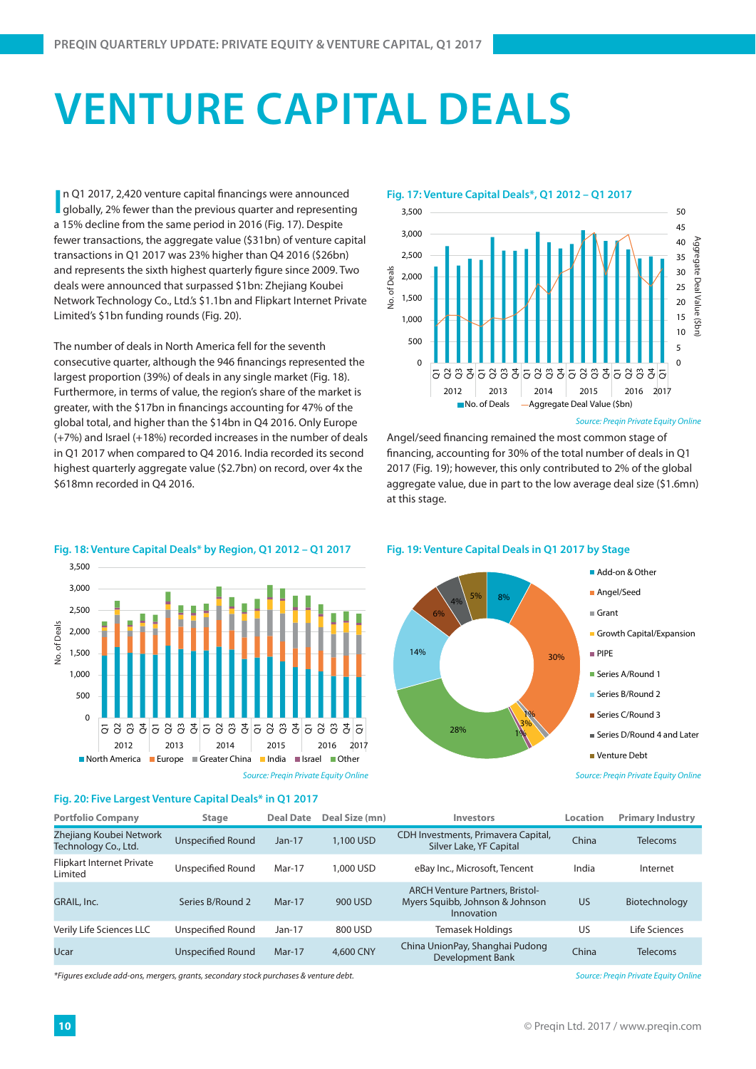# VENTURE CAPITAL DEALS

In Q1 2017, 2,420 venture capital financings were announced globally, 2% fewer than the previous quarter and representing a 15% decline from the same period in 2016 (Fig. 17). Despite fewer transactions, the aggregate value ($31bn) of venture capital transactions in Q1 2017 was 23% higher than Q4 2016 ($26bn) and represents the sixth highest quarterly figure since 2009. Two deals were announced that surpassed $1bn: Zhejiang Koubei Network Technology Co., Ltd.'s $1.1bn and Flipkart Internet Private Limited's $1bn funding rounds (Fig. 20).

The number of deals in North America fell for the seventh consecutive quarter, although the 946 financings represented the largest proportion (39%) of deals in any single market (Fig. 18). Furthermore, in terms of value, the region's share of the market is greater, with the $17bn in financings accounting for 47% of the global total, and higher than the $14bn in Q4 2016. Only Europe (+7%) and Israel (+18%) recorded increases in the number of deals in Q1 2017 when compared to Q4 2016. India recorded its second highest quarterly aggregate value ($2.7bn) on record, over 4x the $618mn recorded in Q4 2016.

**Fig. 17: Venture Capital Deals*, Q1 2012 – Q1 2017**

*Source: Preqin Private Equity Online*

Angel/seed financing remained the most common stage of financing, accounting for 30% of the total number of deals in Q1 2017 (Fig. 19); however, this only contributed to 2% of the global aggregate value, due in part to the low average deal size ($1.6mn) at this stage.

**Fig. 18: Venture Capital Deals* by Region, Q1 2012 – Q1 2017**

*Source: Preqin Private Equity Online*

**Fig. 19: Venture Capital Deals in Q1 2017 by Stage**

*Source: Preqin Private Equity Online*

**Fig. 20: Five Largest Venture Capital Deals* in Q1 2017**

| Portfolio Company | Stage | Deal Date | Deal Size (mn) | Investors | Location | Primary Industry |
|---|---|---|---|---|---|---|
| Zhejiang Koubei Network Technology Co., Ltd. | Unspecified Round | Jan-17 | 1,100 USD | CDH Investments, Primavera Capital, Silver Lake, YF Capital | China | Telecoms |
| Flipkart Internet Private Limited | Unspecified Round | Mar-17 | 1,000 USD | eBay Inc., Microsoft, Tencent | India | Internet |
| GRAIL, Inc. | Series B/Round 2 | Mar-17 | 900 USD | ARCH Venture Partners, Bristol-Myers Squibb, Johnson & Johnson Innovation | US | Biotechnology |
| Verily Life Sciences LLC | Unspecified Round | Jan-17 | 800 USD | Temasek Holdings | US | Life Sciences |
| Ucar | Unspecified Round | Mar-17 | 4,600 CNY | China UnionPay, Shanghai Pudong Development Bank | China | Telecoms |

*Figures exclude add-ons, mergers, grants, secondary stock purchases & venture debt.

*Source: Preqin Private Equity Online*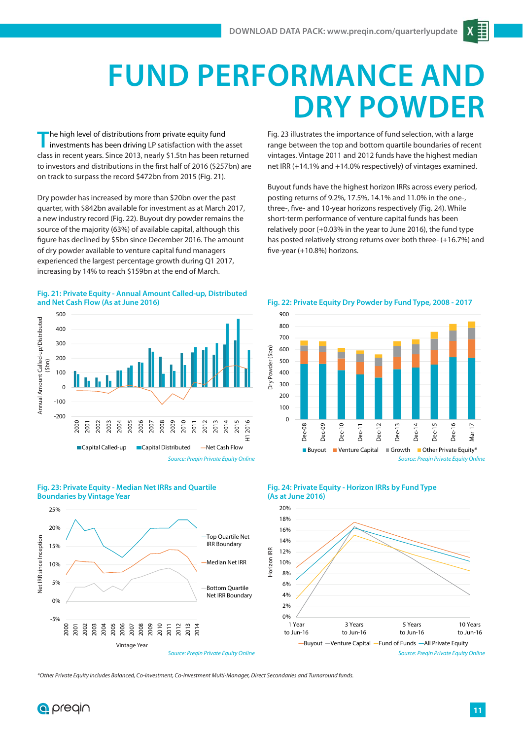# FUND PERFORMANCE AND DRY POWDER

The high level of distributions from private equity fund investments has been driving LP satisfaction with the asset class in recent years. Since 2013, nearly $1.5tn has been returned to investors and distributions in the first half of 2016 ($257bn) are on track to surpass the record $472bn from 2015 (Fig. 21).

Dry powder has increased by more than $20bn over the past quarter, with $842bn available for investment as at March 2017, a new industry record (Fig. 22). Buyout dry powder remains the source of the majority (63%) of available capital, although this figure has declined by $5bn since December 2016. The amount of dry powder available to venture capital fund managers experienced the largest percentage growth during Q1 2017, increasing by 14% to reach $159bn at the end of March.

Fig. 23 illustrates the importance of fund selection, with a large range between the top and bottom quartile boundaries of recent vintages. Vintage 2011 and 2012 funds have the highest median net IRR (+14.1% and +14.0% respectively) of vintages examined.

Buyout funds have the highest horizon IRRs across every period, posting returns of 9.2%, 17.5%, 14.1% and 11.0% in the one-, three-, five- and 10-year horizons respectively (Fig. 24). While short-term performance of venture capital funds has been relatively poor (+0.03% in the year to June 2016), the fund type has posted relatively strong returns over both three- (+16.7%) and five-year (+10.8%) horizons.

**Fig. 21: Private Equity - Annual Amount Called-up, Distributed and Net Cash Flow (As at June 2016)**

*Source: Preqin Private Equity Online*

**Fig. 22: Private Equity Dry Powder by Fund Type, 2008 - 2017**

*Source: Preqin Private Equity Online*

**Fig. 23: Private Equity - Median Net IRRs and Quartile Boundaries by Vintage Year**

*Source: Preqin Private Equity Online*

**Fig. 24: Private Equity - Horizon IRRs by Fund Type (As at June 2016)**

*Source: Preqin Private Equity Online*

*Other Private Equity includes Balanced, Co-Investment, Co-Investment Multi-Manager, Direct Secondaries and Turnaround funds.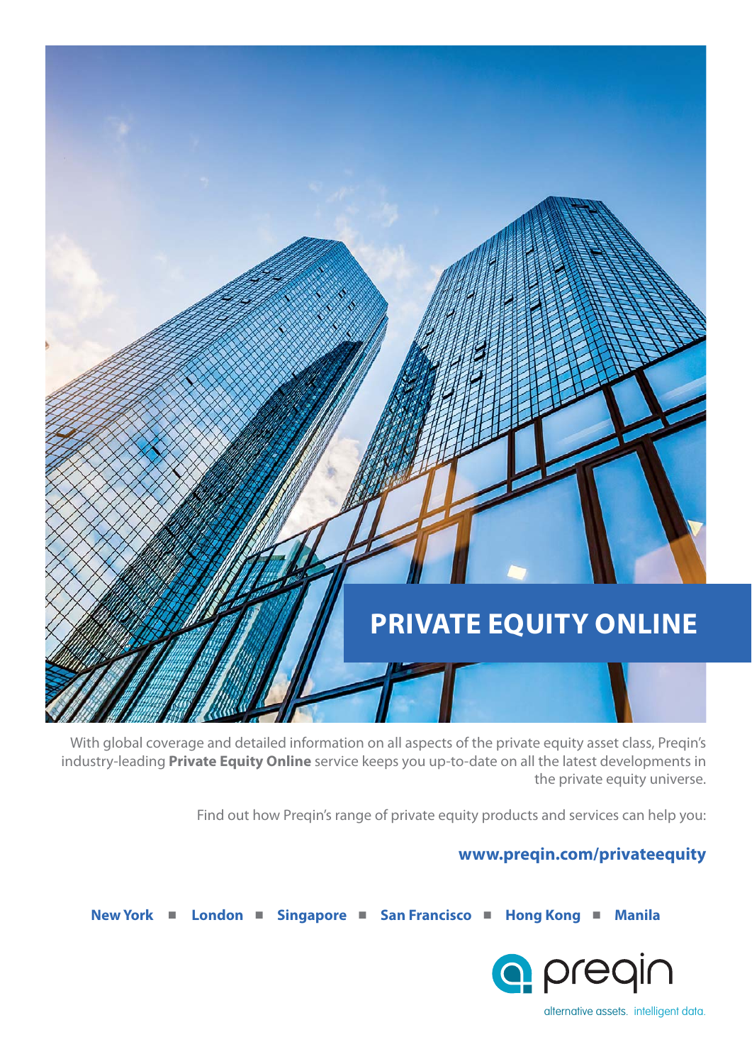# PRIVATE EQUITY ONLINE

With global coverage and detailed information on all aspects of the private equity asset class, Preqin's industry-leading **Private Equity Online** service keeps you up-to-date on all the latest developments in the private equity universe.

Find out how Preqin's range of private equity products and services can help you:

**www.preqin.com/privateequity**

**New York** ■ **London** ■ **Singapore** ■ **San Francisco** ■ **Hong Kong** ■ **Manila**

preqin

alternative assets. intelligent data.